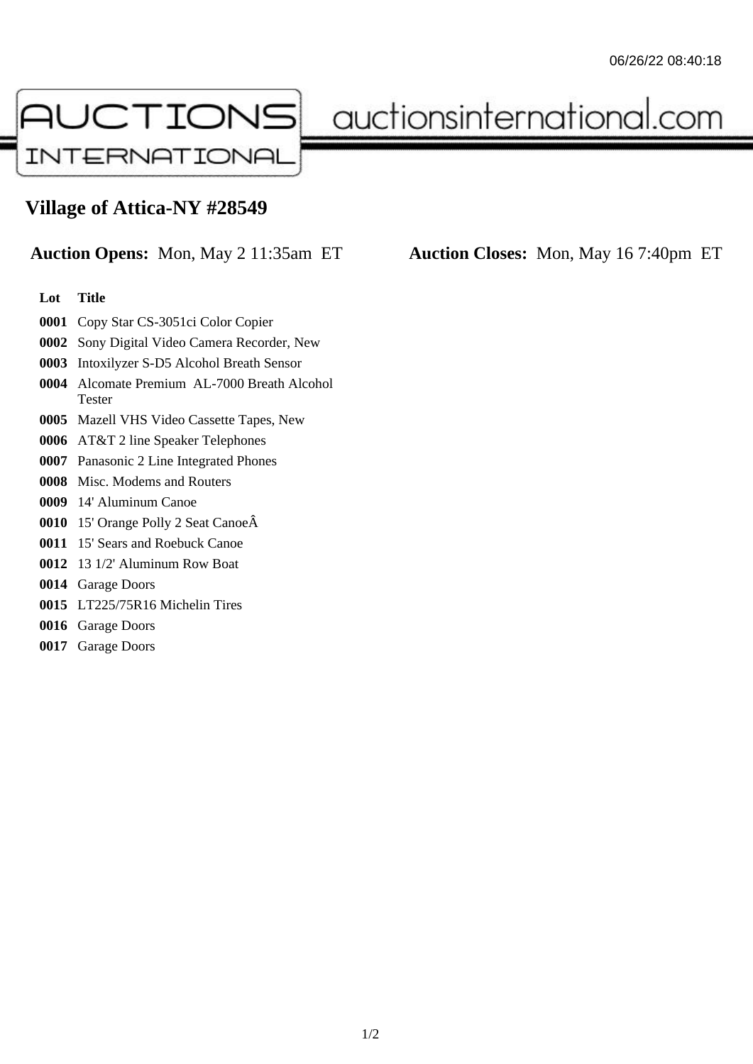06/26/22 08:40:18

AUCTIONS INTERNATIONAL auctionsinternational.com

# Village of Attica-NY #28549

**Auction Opens:** Mon, May 2 11:35am ET **Auction Closes:** Mon, May 16 7:40pm ET

| Lot | Title |
|---|---|
| **0001** | Copy Star CS-3051ci Color Copier |
| **0002** | Sony Digital Video Camera Recorder, New |
| **0003** | Intoxilyzer S-D5 Alcohol Breath Sensor |
| **0004** | Alcomate Premium AL-7000 Breath Alcohol Tester |
| **0005** | Mazell VHS Video Cassette Tapes, New |
| **0006** | AT&T 2 line Speaker Telephones |
| **0007** | Panasonic 2 Line Integrated Phones |
| **0008** | Misc. Modems and Routers |
| **0009** | 14' Aluminum Canoe |
| **0010** | 15' Orange Polly 2 Seat CanoeÂ |
| **0011** | 15' Sears and Roebuck Canoe |
| **0012** | 13 1/2' Aluminum Row Boat |
| **0014** | Garage Doors |
| **0015** | LT225/75R16 Michelin Tires |
| **0016** | Garage Doors |
| **0017** | Garage Doors |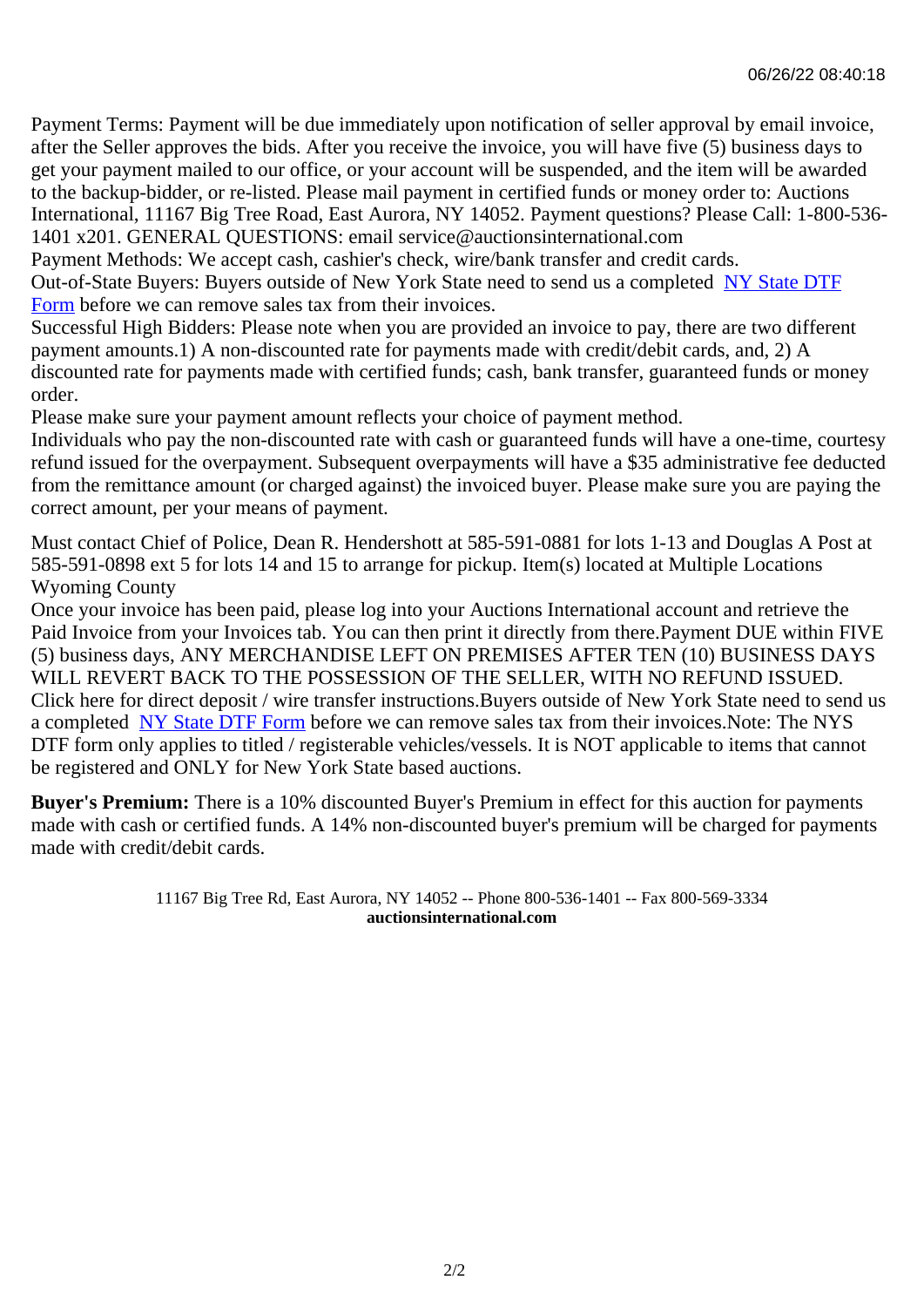Payment Terms: Payment will be due immediately upon notification of seller approval by email invoice, after the Seller approves the bids. After you receive the invoice, you will have five (5) business days to get your payment mailed to our office, or your account will be suspended, and the item will be awarded to the backup-bidder, or re-listed. Please mail payment in certified funds or money order to: Auctions International, 11167 Big Tree Road, East Aurora, NY 14052. Payment questions? Please Call: 1-800-536-1401 x201. GENERAL QUESTIONS: email service@auctionsinternational.com

Payment Methods: We accept cash, cashier's check, wire/bank transfer and credit cards.

Out-of-State Buyers: Buyers outside of New York State need to send us a completed NY State DTF Form before we can remove sales tax from their invoices.

Successful High Bidders: Please note when you are provided an invoice to pay, there are two different payment amounts.1) A non-discounted rate for payments made with credit/debit cards, and, 2) A discounted rate for payments made with certified funds; cash, bank transfer, guaranteed funds or money order.

Please make sure your payment amount reflects your choice of payment method.

Individuals who pay the non-discounted rate with cash or guaranteed funds will have a one-time, courtesy refund issued for the overpayment. Subsequent overpayments will have a $35 administrative fee deducted from the remittance amount (or charged against) the invoiced buyer. Please make sure you are paying the correct amount, per your means of payment.

Must contact Chief of Police, Dean R. Hendershott at 585-591-0881 for lots 1-13 and Douglas A Post at 585-591-0898 ext 5 for lots 14 and 15 to arrange for pickup. Item(s) located at Multiple Locations Wyoming County

Once your invoice has been paid, please log into your Auctions International account and retrieve the Paid Invoice from your Invoices tab. You can then print it directly from there.Payment DUE within FIVE (5) business days, ANY MERCHANDISE LEFT ON PREMISES AFTER TEN (10) BUSINESS DAYS WILL REVERT BACK TO THE POSSESSION OF THE SELLER, WITH NO REFUND ISSUED. Click here for direct deposit / wire transfer instructions.Buyers outside of New York State need to send us a completed NY State DTF Form before we can remove sales tax from their invoices.Note: The NYS DTF form only applies to titled / registerable vehicles/vessels. It is NOT applicable to items that cannot be registered and ONLY for New York State based auctions.

**Buyer's Premium:** There is a 10% discounted Buyer's Premium in effect for this auction for payments made with cash or certified funds. A 14% non-discounted buyer's premium will be charged for payments made with credit/debit cards.

11167 Big Tree Rd, East Aurora, NY 14052 -- Phone 800-536-1401 -- Fax 800-569-3334
**auctionsinternational.com**